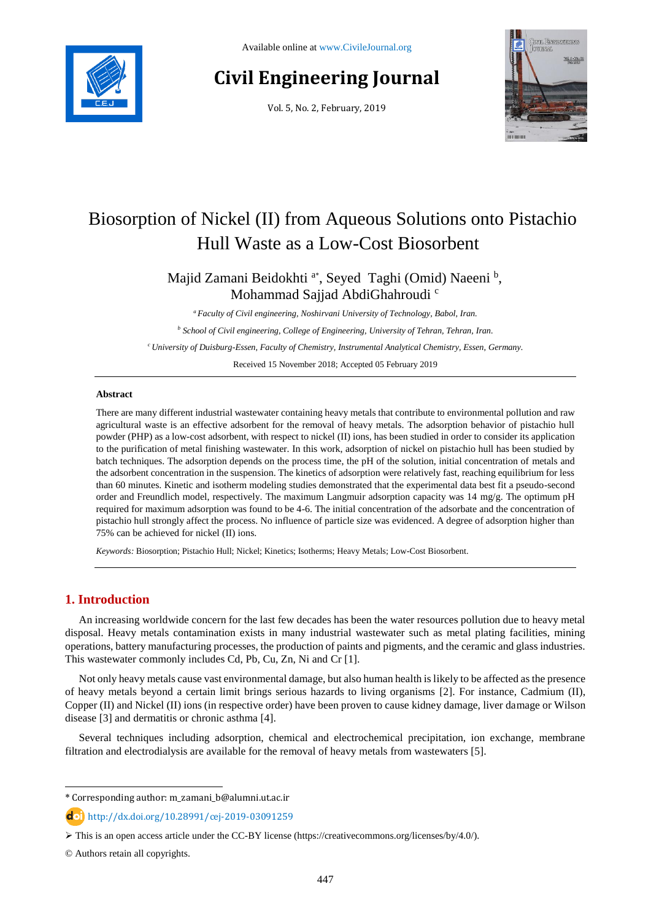# Biosorption of Nickel (II) from Aqueous Solutions onto Pistachio Hull Waste as a Low-Cost Biosorbent

Majid Zamani Beidokhti [a*], Seyed Taghi (Omid) Naeeni [b], Mohammad Sajjad AbdiGhahroudi [c]

[a] *Faculty of Civil engineering, Noshirvani University of Technology, Babol, Iran.*

[b] *School of Civil engineering, College of Engineering, University of Tehran, Tehran, Iran.*

[c] *University of Duisburg-Essen, Faculty of Chemistry, Instrumental Analytical Chemistry, Essen, Germany.*

Received 15 November 2018; Accepted 05 February 2019

## Abstract

There are many different industrial wastewater containing heavy metals that contribute to environmental pollution and raw agricultural waste is an effective adsorbent for the removal of heavy metals. The adsorption behavior of pistachio hull powder (PHP) as a low-cost adsorbent, with respect to nickel (II) ions, has been studied in order to consider its application to the purification of metal finishing wastewater. In this work, adsorption of nickel on pistachio hull has been studied by batch techniques. The adsorption depends on the process time, the pH of the solution, initial concentration of metals and the adsorbent concentration in the suspension. The kinetics of adsorption were relatively fast, reaching equilibrium for less than 60 minutes. Kinetic and isotherm modeling studies demonstrated that the experimental data best fit a pseudo-second order and Freundlich model, respectively. The maximum Langmuir adsorption capacity was 14 mg/g. The optimum pH required for maximum adsorption was found to be 4-6. The initial concentration of the adsorbate and the concentration of pistachio hull strongly affect the process. No influence of particle size was evidenced. A degree of adsorption higher than 75% can be achieved for nickel (II) ions.

*Keywords:* Biosorption; Pistachio Hull; Nickel; Kinetics; Isotherms; Heavy Metals; Low-Cost Biosorbent.

## 1. Introduction

An increasing worldwide concern for the last few decades has been the water resources pollution due to heavy metal disposal. Heavy metals contamination exists in many industrial wastewater such as metal plating facilities, mining operations, battery manufacturing processes, the production of paints and pigments, and the ceramic and glass industries. This wastewater commonly includes Cd, Pb, Cu, Zn, Ni and Cr [1].

Not only heavy metals cause vast environmental damage, but also human health is likely to be affected as the presence of heavy metals beyond a certain limit brings serious hazards to living organisms [2]. For instance, Cadmium (II), Copper (II) and Nickel (II) ions (in respective order) have been proven to cause kidney damage, liver damage or Wilson disease [3] and dermatitis or chronic asthma [4].

Several techniques including adsorption, chemical and electrochemical precipitation, ion exchange, membrane filtration and electrodialysis are available for the removal of heavy metals from wastewaters [5].

---

\* Corresponding author: m_zamani_b@alumni.ut.ac.ir

http://dx.doi.org/10.28991/cej-2019-03091259

➢ This is an open access article under the CC-BY license (https://creativecommons.org/licenses/by/4.0/).

© Authors retain all copyrights.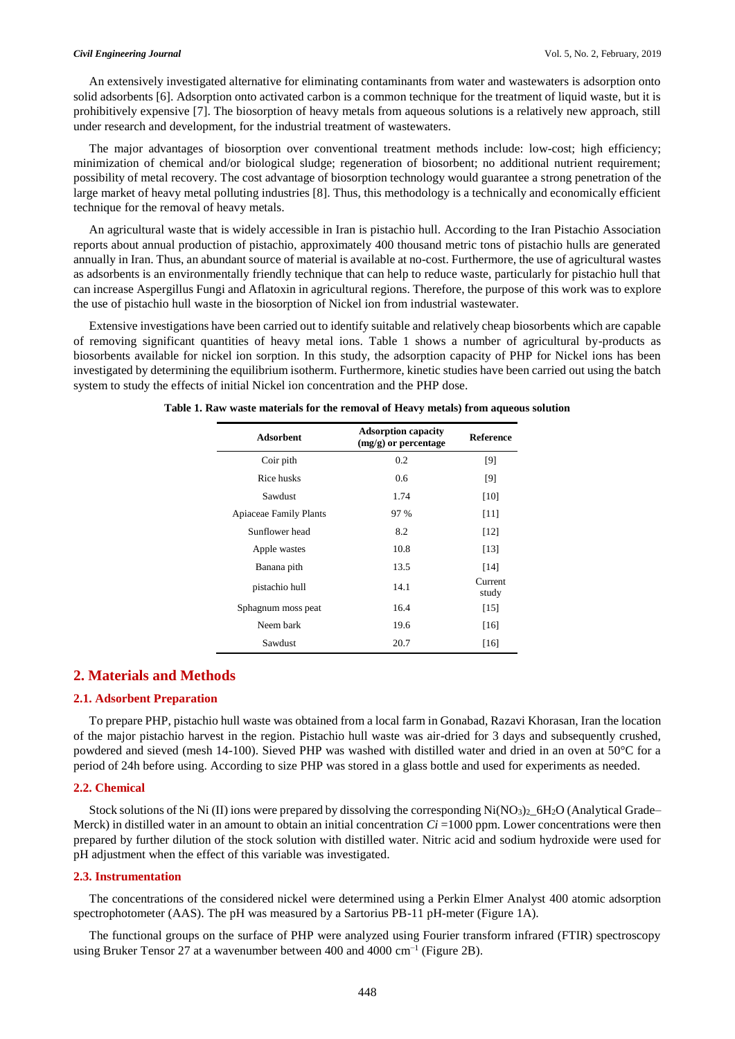An extensively investigated alternative for eliminating contaminants from water and wastewaters is adsorption onto solid adsorbents [6]. Adsorption onto activated carbon is a common technique for the treatment of liquid waste, but it is prohibitively expensive [7]. The biosorption of heavy metals from aqueous solutions is a relatively new approach, still under research and development, for the industrial treatment of wastewaters.

The major advantages of biosorption over conventional treatment methods include: low-cost; high efficiency; minimization of chemical and/or biological sludge; regeneration of biosorbent; no additional nutrient requirement; possibility of metal recovery. The cost advantage of biosorption technology would guarantee a strong penetration of the large market of heavy metal polluting industries [8]. Thus, this methodology is a technically and economically efficient technique for the removal of heavy metals.

An agricultural waste that is widely accessible in Iran is pistachio hull. According to the Iran Pistachio Association reports about annual production of pistachio, approximately 400 thousand metric tons of pistachio hulls are generated annually in Iran. Thus, an abundant source of material is available at no-cost. Furthermore, the use of agricultural wastes as adsorbents is an environmentally friendly technique that can help to reduce waste, particularly for pistachio hull that can increase Aspergillus Fungi and Aflatoxin in agricultural regions. Therefore, the purpose of this work was to explore the use of pistachio hull waste in the biosorption of Nickel ion from industrial wastewater.

Extensive investigations have been carried out to identify suitable and relatively cheap biosorbents which are capable of removing significant quantities of heavy metal ions. Table 1 shows a number of agricultural by-products as biosorbents available for nickel ion sorption. In this study, the adsorption capacity of PHP for Nickel ions has been investigated by determining the equilibrium isotherm. Furthermore, kinetic studies have been carried out using the batch system to study the effects of initial Nickel ion concentration and the PHP dose.

**Table 1. Raw waste materials for the removal of Heavy metals) from aqueous solution**

| Adsorbent | Adsorption capacity (mg/g) or percentage | Reference |
|---|---|---|
| Coir pith | 0.2 | [9] |
| Rice husks | 0.6 | [9] |
| Sawdust | 1.74 | [10] |
| Apiaceae Family Plants | 97 % | [11] |
| Sunflower head | 8.2 | [12] |
| Apple wastes | 10.8 | [13] |
| Banana pith | 13.5 | [14] |
| pistachio hull | 14.1 | Current study |
| Sphagnum moss peat | 16.4 | [15] |
| Neem bark | 19.6 | [16] |
| Sawdust | 20.7 | [16] |

## 2. Materials and Methods

### 2.1. Adsorbent Preparation

To prepare PHP, pistachio hull waste was obtained from a local farm in Gonabad, Razavi Khorasan, Iran the location of the major pistachio harvest in the region. Pistachio hull waste was air-dried for 3 days and subsequently crushed, powdered and sieved (mesh 14-100). Sieved PHP was washed with distilled water and dried in an oven at 50°C for a period of 24h before using. According to size PHP was stored in a glass bottle and used for experiments as needed.

### 2.2. Chemical

Stock solutions of the Ni (II) ions were prepared by dissolving the corresponding $Ni(NO_3)_2\_6H_2O$ (Analytical Grade–Merck) in distilled water in an amount to obtain an initial concentration $Ci$ =1000 ppm. Lower concentrations were then prepared by further dilution of the stock solution with distilled water. Nitric acid and sodium hydroxide were used for pH adjustment when the effect of this variable was investigated.

### 2.3. Instrumentation

The concentrations of the considered nickel were determined using a Perkin Elmer Analyst 400 atomic adsorption spectrophotometer (AAS). The pH was measured by a Sartorius PB-11 pH-meter (Figure 1A).

The functional groups on the surface of PHP were analyzed using Fourier transform infrared (FTIR) spectroscopy using Bruker Tensor 27 at a wavenumber between 400 and 4000 $cm^{-1}$ (Figure 2B).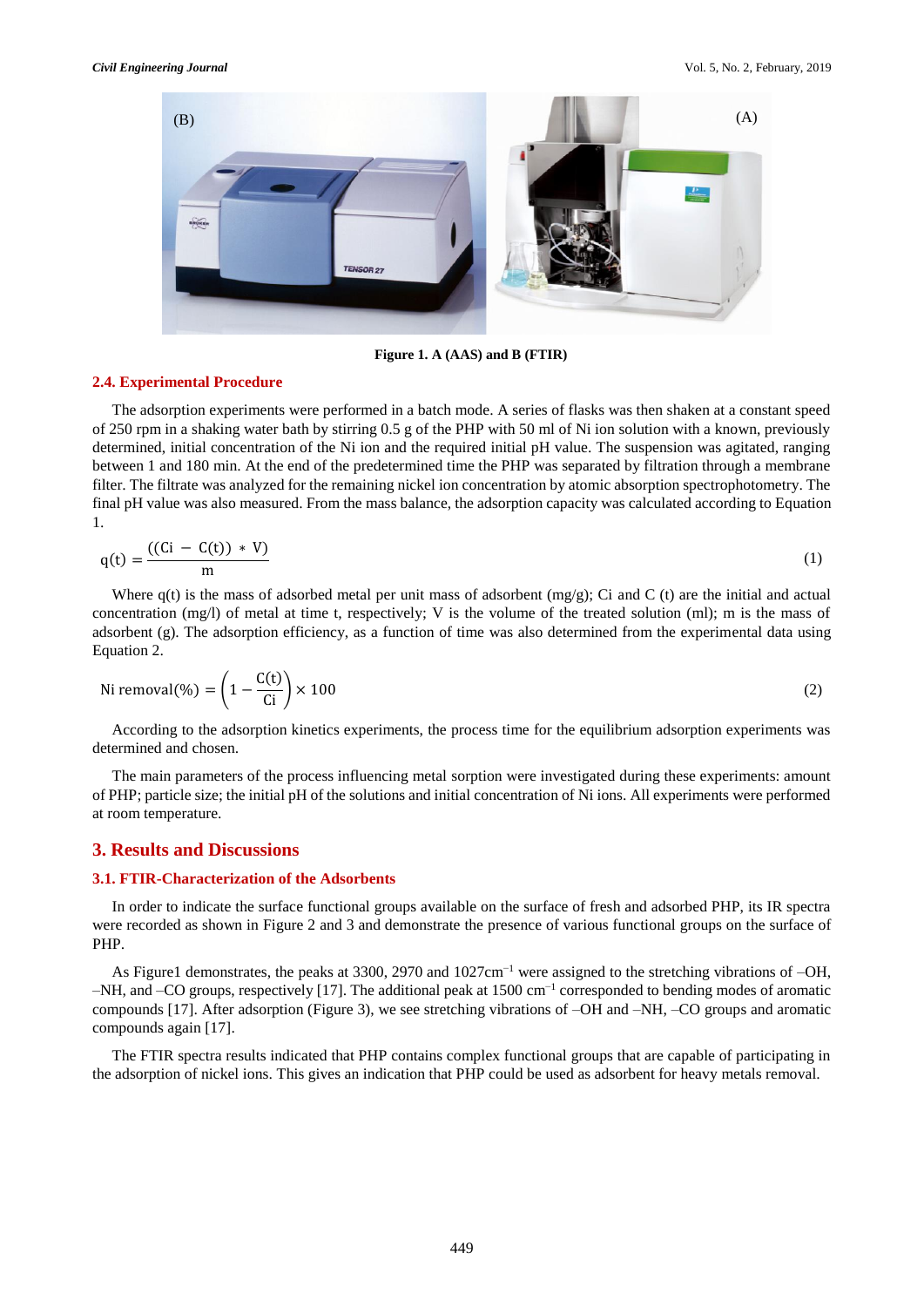Figure 1. A (AAS) and B (FTIR)

### 2.4. Experimental Procedure

The adsorption experiments were performed in a batch mode. A series of flasks was then shaken at a constant speed of 250 rpm in a shaking water bath by stirring 0.5 g of the PHP with 50 ml of Ni ion solution with a known, previously determined, initial concentration of the Ni ion and the required initial pH value. The suspension was agitated, ranging between 1 and 180 min. At the end of the predetermined time the PHP was separated by filtration through a membrane filter. The filtrate was analyzed for the remaining nickel ion concentration by atomic absorption spectrophotometry. The final pH value was also measured. From the mass balance, the adsorption capacity was calculated according to Equation 1.

$$q(t) = \frac{((Ci - C(t)) * V)}{m} \tag{1}$$

Where q(t) is the mass of adsorbed metal per unit mass of adsorbent (mg/g); Ci and C (t) are the initial and actual concentration (mg/l) of metal at time t, respectively; V is the volume of the treated solution (ml); m is the mass of adsorbent (g). The adsorption efficiency, as a function of time was also determined from the experimental data using Equation 2.

$$\text{Ni removal}(\%) = \left(1 - \frac{C(t)}{Ci}\right) \times 100 \tag{2}$$

According to the adsorption kinetics experiments, the process time for the equilibrium adsorption experiments was determined and chosen.

The main parameters of the process influencing metal sorption were investigated during these experiments: amount of PHP; particle size; the initial pH of the solutions and initial concentration of Ni ions. All experiments were performed at room temperature.

## 3. Results and Discussions

### 3.1. FTIR-Characterization of the Adsorbents

In order to indicate the surface functional groups available on the surface of fresh and adsorbed PHP, its IR spectra were recorded as shown in Figure 2 and 3 and demonstrate the presence of various functional groups on the surface of PHP.

As Figure1 demonstrates, the peaks at 3300, 2970 and 1027cm$^{-1}$ were assigned to the stretching vibrations of –OH, –NH, and –CO groups, respectively [17]. The additional peak at 1500 cm$^{-1}$ corresponded to bending modes of aromatic compounds [17]. After adsorption (Figure 3), we see stretching vibrations of –OH and –NH, –CO groups and aromatic compounds again [17].

The FTIR spectra results indicated that PHP contains complex functional groups that are capable of participating in the adsorption of nickel ions. This gives an indication that PHP could be used as adsorbent for heavy metals removal.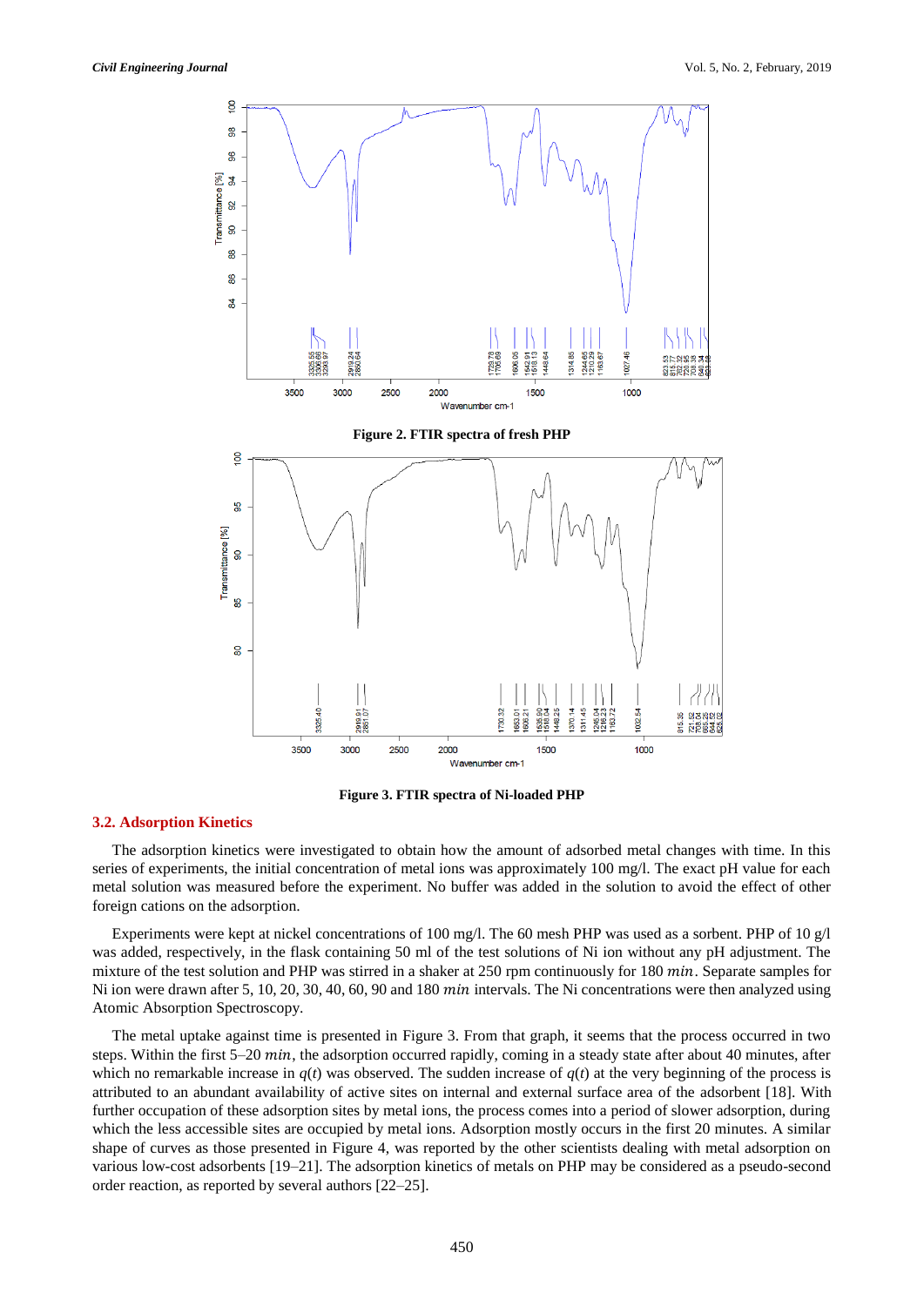**Figure 2. FTIR spectra of fresh PHP**

**Figure 3. FTIR spectra of Ni-loaded PHP**

## 3.2. Adsorption Kinetics

The adsorption kinetics were investigated to obtain how the amount of adsorbed metal changes with time. In this series of experiments, the initial concentration of metal ions was approximately 100 mg/l. The exact pH value for each metal solution was measured before the experiment. No buffer was added in the solution to avoid the effect of other foreign cations on the adsorption.

Experiments were kept at nickel concentrations of 100 mg/l. The 60 mesh PHP was used as a sorbent. PHP of 10 g/l was added, respectively, in the flask containing 50 ml of the test solutions of Ni ion without any pH adjustment. The mixture of the test solution and PHP was stirred in a shaker at 250 rpm continuously for 180 $min$. Separate samples for Ni ion were drawn after 5, 10, 20, 30, 40, 60, 90 and 180 $min$ intervals. The Ni concentrations were then analyzed using Atomic Absorption Spectroscopy.

The metal uptake against time is presented in Figure 3. From that graph, it seems that the process occurred in two steps. Within the first 5–20 $min$, the adsorption occurred rapidly, coming in a steady state after about 40 minutes, after which no remarkable increase in $q(t)$ was observed. The sudden increase of $q(t)$ at the very beginning of the process is attributed to an abundant availability of active sites on internal and external surface area of the adsorbent [18]. With further occupation of these adsorption sites by metal ions, the process comes into a period of slower adsorption, during which the less accessible sites are occupied by metal ions. Adsorption mostly occurs in the first 20 minutes. A similar shape of curves as those presented in Figure 4, was reported by the other scientists dealing with metal adsorption on various low-cost adsorbents [19–21]. The adsorption kinetics of metals on PHP may be considered as a pseudo-second order reaction, as reported by several authors [22–25].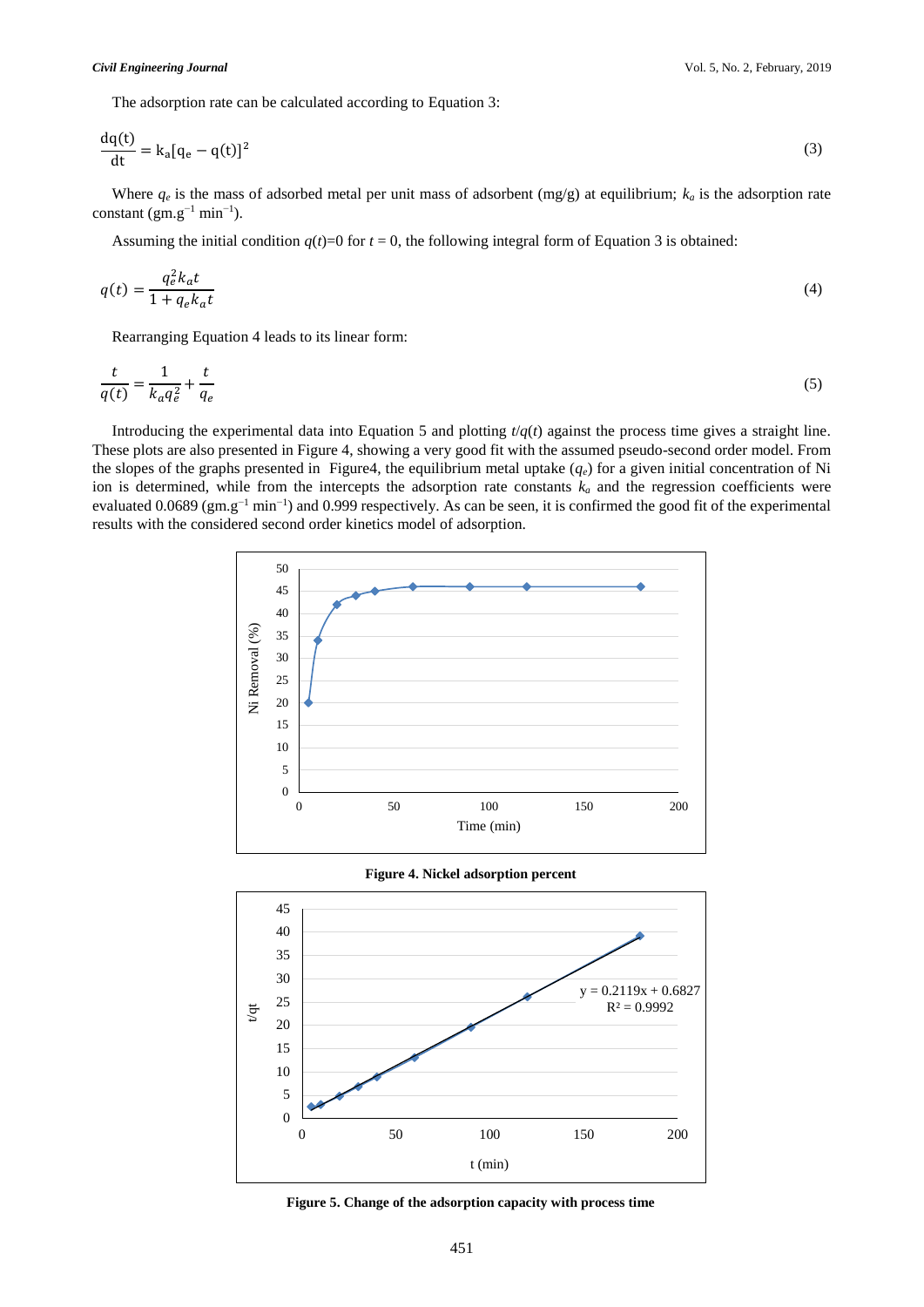The adsorption rate can be calculated according to Equation 3:

$$\frac{dq(t)}{dt} = k_a[q_e - q(t)]^2 \tag{3}$$

Where $q_e$ is the mass of adsorbed metal per unit mass of adsorbent (mg/g) at equilibrium; $k_a$ is the adsorption rate constant (gm.g$^{-1}$ min$^{-1}$).

Assuming the initial condition $q(t)$=0 for $t$ = 0, the following integral form of Equation 3 is obtained:

$$q(t) = \frac{q_e^2 k_a t}{1 + q_e k_a t} \tag{4}$$

Rearranging Equation 4 leads to its linear form:

$$\frac{t}{q(t)} = \frac{1}{k_a q_e^2} + \frac{t}{q_e} \tag{5}$$

Introducing the experimental data into Equation 5 and plotting $t/q(t)$ against the process time gives a straight line. These plots are also presented in Figure 4, showing a very good fit with the assumed pseudo-second order model. From the slopes of the graphs presented in Figure4, the equilibrium metal uptake ($q_e$) for a given initial concentration of Ni ion is determined, while from the intercepts the adsorption rate constants $k_a$ and the regression coefficients were evaluated 0.0689 (gm.g$^{-1}$ min$^{-1}$) and 0.999 respectively. As can be seen, it is confirmed the good fit of the experimental results with the considered second order kinetics model of adsorption.

**Figure 4. Nickel adsorption percent**

**Figure 5. Change of the adsorption capacity with process time**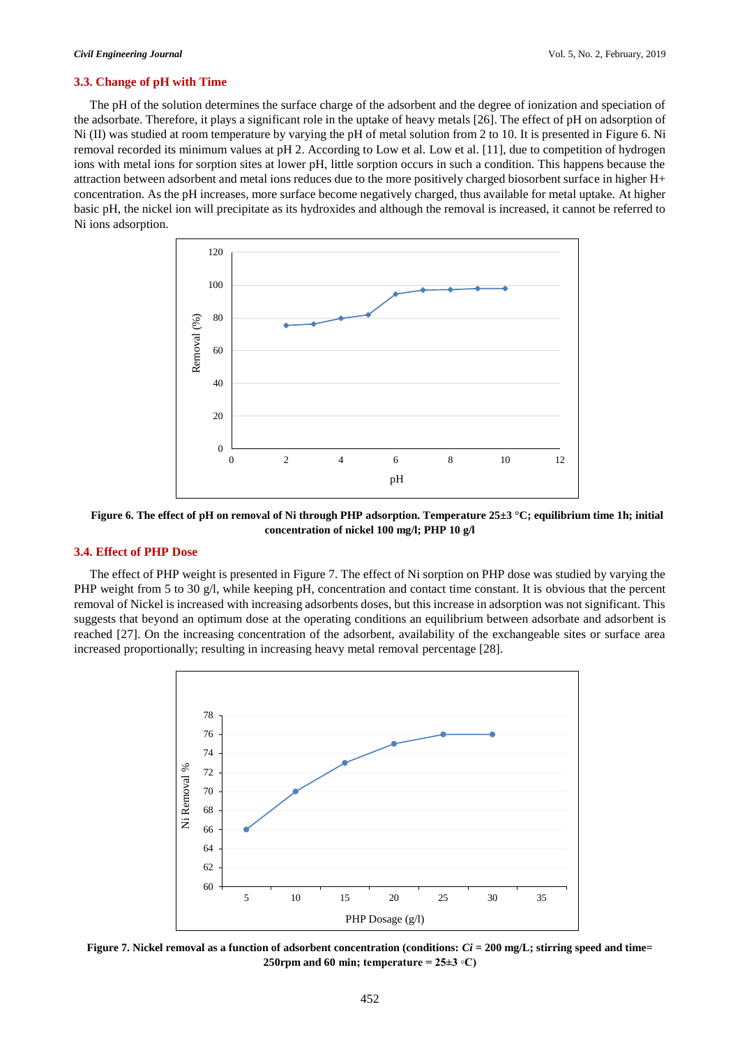### 3.3. Change of pH with Time

The pH of the solution determines the surface charge of the adsorbent and the degree of ionization and speciation of the adsorbate. Therefore, it plays a significant role in the uptake of heavy metals [26]. The effect of pH on adsorption of Ni (II) was studied at room temperature by varying the pH of metal solution from 2 to 10. It is presented in Figure 6. Ni removal recorded its minimum values at pH 2. According to Low et al. Low et al. [11], due to competition of hydrogen ions with metal ions for sorption sites at lower pH, little sorption occurs in such a condition. This happens because the attraction between adsorbent and metal ions reduces due to the more positively charged biosorbent surface in higher $H^+$ concentration. As the pH increases, more surface become negatively charged, thus available for metal uptake. At higher basic pH, the nickel ion will precipitate as its hydroxides and although the removal is increased, it cannot be referred to Ni ions adsorption.

**Figure 6. The effect of pH on removal of Ni through PHP adsorption. Temperature 25±3 °C; equilibrium time 1h; initial concentration of nickel 100 mg/l; PHP 10 g/l**

### 3.4. Effect of PHP Dose

The effect of PHP weight is presented in Figure 7. The effect of Ni sorption on PHP dose was studied by varying the PHP weight from 5 to 30 g/l, while keeping pH, concentration and contact time constant. It is obvious that the percent removal of Nickel is increased with increasing adsorbents doses, but this increase in adsorption was not significant. This suggests that beyond an optimum dose at the operating conditions an equilibrium between adsorbate and adsorbent is reached [27]. On the increasing concentration of the adsorbent, availability of the exchangeable sites or surface area increased proportionally; resulting in increasing heavy metal removal percentage [28].

**Figure 7. Nickel removal as a function of adsorbent concentration (conditions: *Ci* = 200 mg/L; stirring speed and time= 250rpm and 60 min; temperature = 25±3 ◦C)**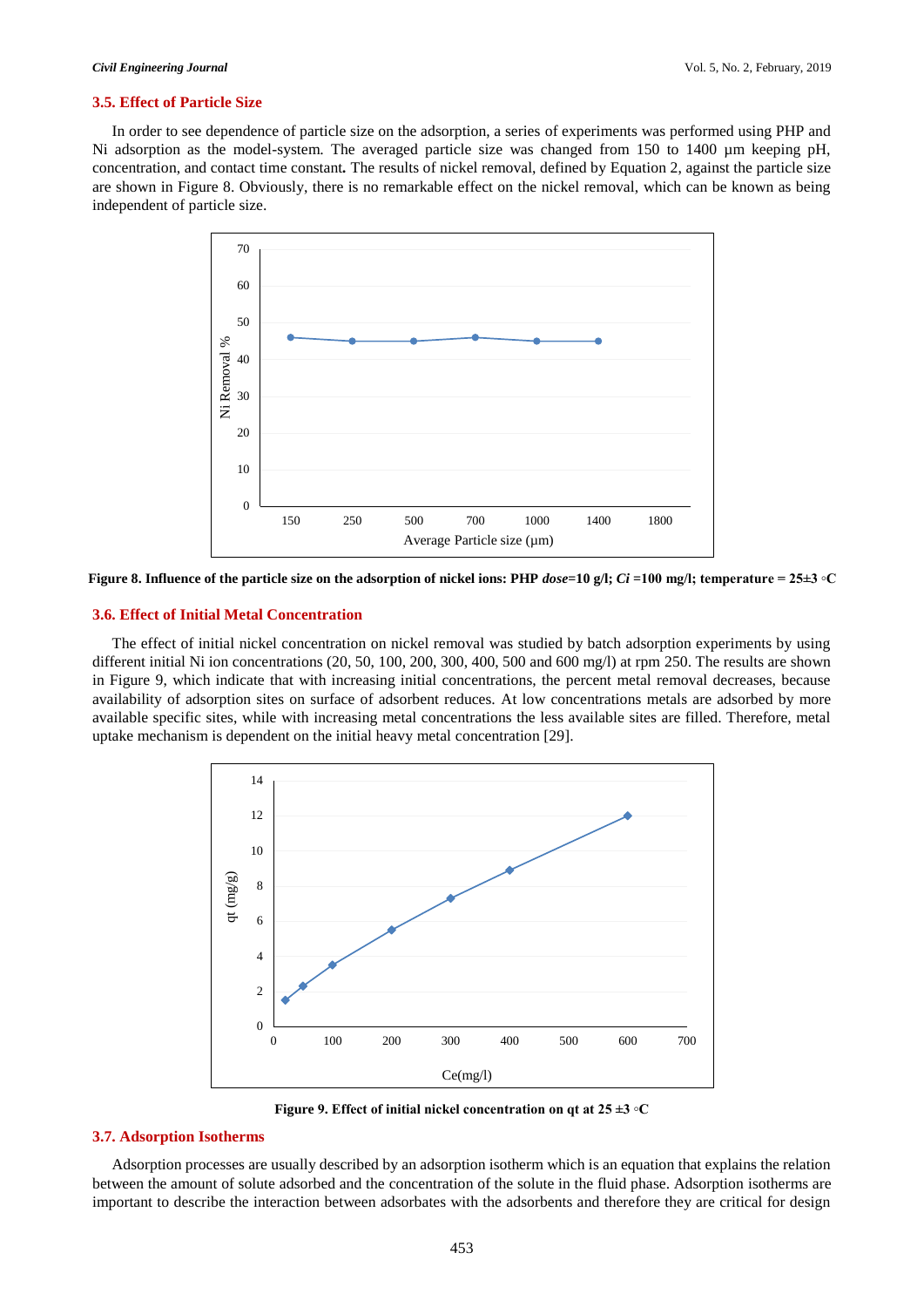### 3.5. Effect of Particle Size

In order to see dependence of particle size on the adsorption, a series of experiments was performed using PHP and Ni adsorption as the model-system. The averaged particle size was changed from 150 to 1400 µm keeping pH, concentration, and contact time constant**.** The results of nickel removal, defined by Equation 2, against the particle size are shown in Figure 8. Obviously, there is no remarkable effect on the nickel removal, which can be known as being independent of particle size.

**Figure 8. Influence of the particle size on the adsorption of nickel ions: PHP *dose*=10 g/l; *Ci* =100 mg/l; temperature = 25±3 ◦C**

### 3.6. Effect of Initial Metal Concentration

The effect of initial nickel concentration on nickel removal was studied by batch adsorption experiments by using different initial Ni ion concentrations (20, 50, 100, 200, 300, 400, 500 and 600 mg/l) at rpm 250. The results are shown in Figure 9, which indicate that with increasing initial concentrations, the percent metal removal decreases, because availability of adsorption sites on surface of adsorbent reduces. At low concentrations metals are adsorbed by more available specific sites, while with increasing metal concentrations the less available sites are filled. Therefore, metal uptake mechanism is dependent on the initial heavy metal concentration [29].

**Figure 9. Effect of initial nickel concentration on qt at 25 ±3 ◦C**

### 3.7. Adsorption Isotherms

Adsorption processes are usually described by an adsorption isotherm which is an equation that explains the relation between the amount of solute adsorbed and the concentration of the solute in the fluid phase. Adsorption isotherms are important to describe the interaction between adsorbates with the adsorbents and therefore they are critical for design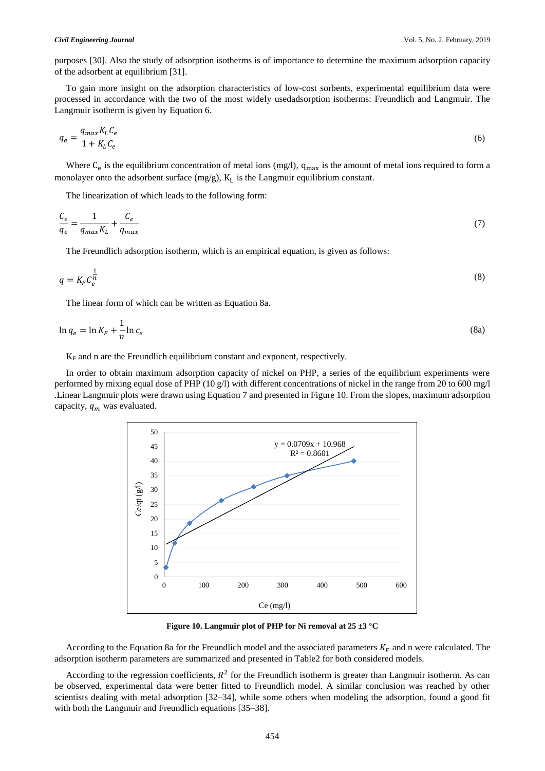purposes [30]. Also the study of adsorption isotherms is of importance to determine the maximum adsorption capacity of the adsorbent at equilibrium [31].

To gain more insight on the adsorption characteristics of low-cost sorbents, experimental equilibrium data were processed in accordance with the two of the most widely usedadsorption isotherms: Freundlich and Langmuir. The Langmuir isotherm is given by Equation 6.

$$q_e = \frac{q_{max} K_L C_e}{1 + K_L C_e} \tag{6}$$

Where $C_e$ is the equilibrium concentration of metal ions (mg/l), $q_{max}$ is the amount of metal ions required to form a monolayer onto the adsorbent surface (mg/g), $K_L$ is the Langmuir equilibrium constant.

The linearization of which leads to the following form:

$$\frac{C_e}{q_e} = \frac{1}{q_{max} K_L} + \frac{C_e}{q_{max}} \tag{7}$$

The Freundlich adsorption isotherm, which is an empirical equation, is given as follows:

$$q = K_F C_e^{\frac{1}{n}} \tag{8}$$

The linear form of which can be written as Equation 8a.

$$\ln q_e = \ln K_F + \frac{1}{n} \ln c_e \tag{8a}$$

$K_F$ and n are the Freundlich equilibrium constant and exponent, respectively.

In order to obtain maximum adsorption capacity of nickel on PHP, a series of the equilibrium experiments were performed by mixing equal dose of PHP (10 g/l) with different concentrations of nickel in the range from 20 to 600 mg/l .Linear Langmuir plots were drawn using Equation 7 and presented in Figure 10. From the slopes, maximum adsorption capacity, $q_m$ was evaluated.

**Figure 10. Langmuir plot of PHP for Ni removal at 25 ±3 °C**

According to the Equation 8a for the Freundlich model and the associated parameters $K_F$ and n were calculated. The adsorption isotherm parameters are summarized and presented in Table2 for both considered models.

According to the regression coefficients, $R^2$ for the Freundlich isotherm is greater than Langmuir isotherm. As can be observed, experimental data were better fitted to Freundlich model. A similar conclusion was reached by other scientists dealing with metal adsorption [32–34], while some others when modeling the adsorption, found a good fit with both the Langmuir and Freundlich equations [35–38].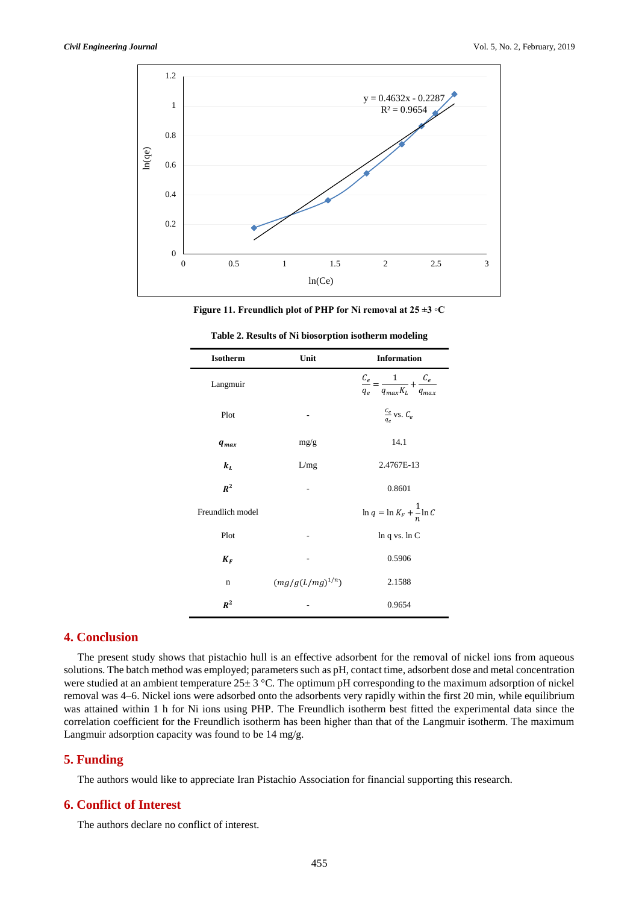**Figure 11. Freundlich plot of PHP for Ni removal at 25 ±3 ◦C**

**Table 2. Results of Ni biosorption isotherm modeling**

| Isotherm | Unit | Information |
|---|---|---|
| Langmuir | | $\frac{C_e}{q_e} = \frac{1}{q_{max}K_L} + \frac{C_e}{q_{max}}$ |
| Plot | - | $\frac{C_e}{q_e}$ vs. $C_e$ |
| $q_{max}$ | mg/g | 14.1 |
| $k_L$ | L/mg | 2.4767E-13 |
| $R^2$ | - | 0.8601 |
| Freundlich model | | $\ln q = \ln K_F + \frac{1}{n}\ln C$ |
| Plot | - | ln q vs. ln C |
| $K_F$ | - | 0.5906 |
| n | $(mg/g(L/mg)^{1/n})$ | 2.1588 |
| $R^2$ | - | 0.9654 |

## 4. Conclusion

The present study shows that pistachio hull is an effective adsorbent for the removal of nickel ions from aqueous solutions. The batch method was employed; parameters such as pH, contact time, adsorbent dose and metal concentration were studied at an ambient temperature 25± 3 °C. The optimum pH corresponding to the maximum adsorption of nickel removal was 4–6. Nickel ions were adsorbed onto the adsorbents very rapidly within the first 20 min, while equilibrium was attained within 1 h for Ni ions using PHP. The Freundlich isotherm best fitted the experimental data since the correlation coefficient for the Freundlich isotherm has been higher than that of the Langmuir isotherm. The maximum Langmuir adsorption capacity was found to be 14 mg/g.

## 5. Funding

The authors would like to appreciate Iran Pistachio Association for financial supporting this research.

## 6. Conflict of Interest

The authors declare no conflict of interest.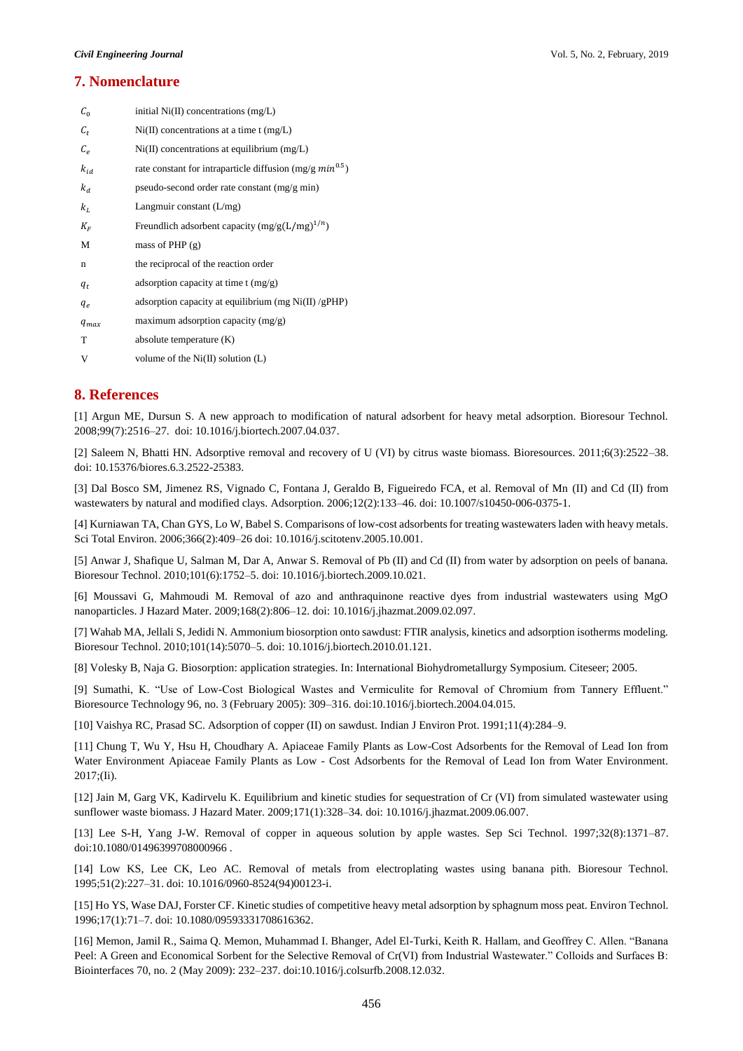## 7. Nomenclature

| | |
|---|---|
| $C_0$ | initial Ni(II) concentrations (mg/L) |
| $C_t$ | Ni(II) concentrations at a time t (mg/L) |
| $C_e$ | Ni(II) concentrations at equilibrium (mg/L) |
| $k_{id}$ | rate constant for intraparticle diffusion (mg/g $min^{0.5}$) |
| $k_d$ | pseudo-second order rate constant (mg/g min) |
| $k_L$ | Langmuir constant (L/mg) |
| $K_F$ | Freundlich adsorbent capacity (mg/g$(\text{L/mg})^{1/n}$) |
| M | mass of PHP (g) |
| n | the reciprocal of the reaction order |
| $q_t$ | adsorption capacity at time t (mg/g) |
| $q_e$ | adsorption capacity at equilibrium (mg Ni(II) /gPHP) |
| $q_{max}$ | maximum adsorption capacity (mg/g) |
| T | absolute temperature (K) |
| V | volume of the Ni(II) solution (L) |

## 8. References

[1] Argun ME, Dursun S. A new approach to modification of natural adsorbent for heavy metal adsorption. Bioresour Technol. 2008;99(7):2516–27. doi: 10.1016/j.biortech.2007.04.037.

[2] Saleem N, Bhatti HN. Adsorptive removal and recovery of U (VI) by citrus waste biomass. Bioresources. 2011;6(3):2522–38. doi: 10.15376/biores.6.3.2522-25383.

[3] Dal Bosco SM, Jimenez RS, Vignado C, Fontana J, Geraldo B, Figueiredo FCA, et al. Removal of Mn (II) and Cd (II) from wastewaters by natural and modified clays. Adsorption. 2006;12(2):133–46. doi: 10.1007/s10450-006-0375-1.

[4] Kurniawan TA, Chan GYS, Lo W, Babel S. Comparisons of low-cost adsorbents for treating wastewaters laden with heavy metals. Sci Total Environ. 2006;366(2):409–26 doi: 10.1016/j.scitotenv.2005.10.001.

[5] Anwar J, Shafique U, Salman M, Dar A, Anwar S. Removal of Pb (II) and Cd (II) from water by adsorption on peels of banana. Bioresour Technol. 2010;101(6):1752–5. doi: 10.1016/j.biortech.2009.10.021.

[6] Moussavi G, Mahmoudi M. Removal of azo and anthraquinone reactive dyes from industrial wastewaters using MgO nanoparticles. J Hazard Mater. 2009;168(2):806–12. doi: 10.1016/j.jhazmat.2009.02.097.

[7] Wahab MA, Jellali S, Jedidi N. Ammonium biosorption onto sawdust: FTIR analysis, kinetics and adsorption isotherms modeling. Bioresour Technol. 2010;101(14):5070–5. doi: 10.1016/j.biortech.2010.01.121.

[8] Volesky B, Naja G. Biosorption: application strategies. In: International Biohydrometallurgy Symposium. Citeseer; 2005.

[9] Sumathi, K. "Use of Low-Cost Biological Wastes and Vermiculite for Removal of Chromium from Tannery Effluent." Bioresource Technology 96, no. 3 (February 2005): 309–316. doi:10.1016/j.biortech.2004.04.015.

[10] Vaishya RC, Prasad SC. Adsorption of copper (II) on sawdust. Indian J Environ Prot. 1991;11(4):284–9.

[11] Chung T, Wu Y, Hsu H, Choudhary A. Apiaceae Family Plants as Low-Cost Adsorbents for the Removal of Lead Ion from Water Environment Apiaceae Family Plants as Low - Cost Adsorbents for the Removal of Lead Ion from Water Environment. 2017;(Ii).

[12] Jain M, Garg VK, Kadirvelu K. Equilibrium and kinetic studies for sequestration of Cr (VI) from simulated wastewater using sunflower waste biomass. J Hazard Mater. 2009;171(1):328–34. doi: 10.1016/j.jhazmat.2009.06.007.

[13] Lee S-H, Yang J-W. Removal of copper in aqueous solution by apple wastes. Sep Sci Technol. 1997;32(8):1371–87. doi:10.1080/01496399708000966 .

[14] Low KS, Lee CK, Leo AC. Removal of metals from electroplating wastes using banana pith. Bioresour Technol. 1995;51(2):227–31. doi: 10.1016/0960-8524(94)00123-i.

[15] Ho YS, Wase DAJ, Forster CF. Kinetic studies of competitive heavy metal adsorption by sphagnum moss peat. Environ Technol. 1996;17(1):71–7. doi: 10.1080/09593331708616362.

[16] Memon, Jamil R., Saima Q. Memon, Muhammad I. Bhanger, Adel El-Turki, Keith R. Hallam, and Geoffrey C. Allen. "Banana Peel: A Green and Economical Sorbent for the Selective Removal of Cr(VI) from Industrial Wastewater." Colloids and Surfaces B: Biointerfaces 70, no. 2 (May 2009): 232–237. doi:10.1016/j.colsurfb.2008.12.032.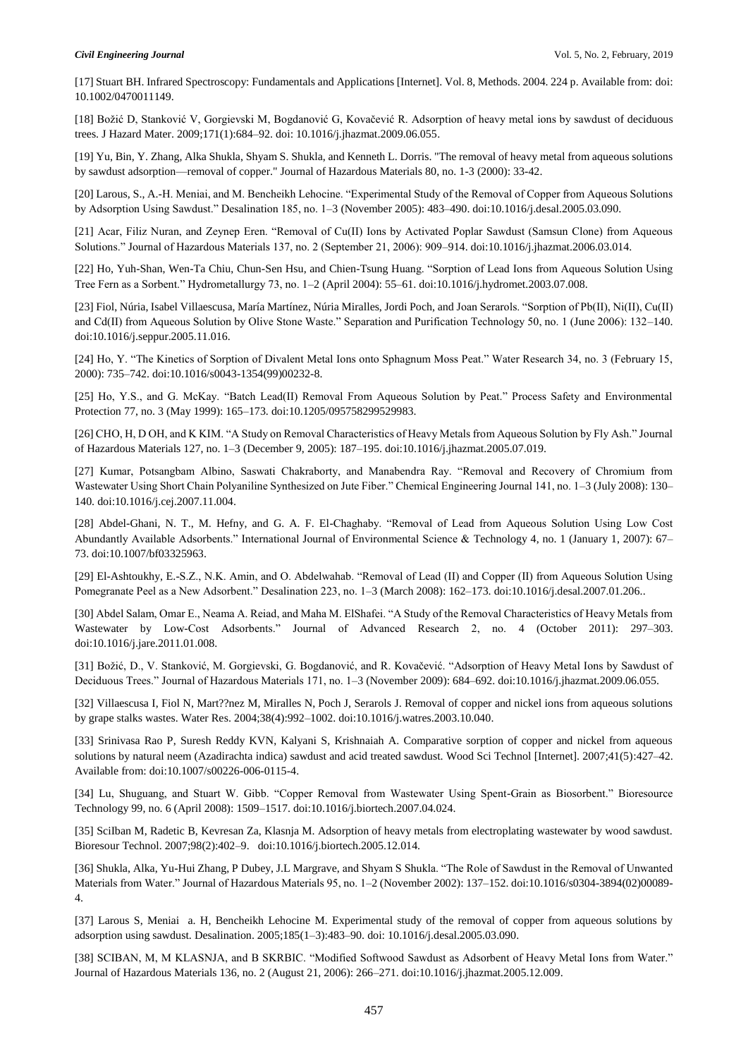[17] Stuart BH. Infrared Spectroscopy: Fundamentals and Applications [Internet]. Vol. 8, Methods. 2004. 224 p. Available from: doi: 10.1002/0470011149.

[18] Božić D, Stanković V, Gorgievski M, Bogdanović G, Kovačević R. Adsorption of heavy metal ions by sawdust of deciduous trees. J Hazard Mater. 2009;171(1):684–92. doi: 10.1016/j.jhazmat.2009.06.055.

[19] Yu, Bin, Y. Zhang, Alka Shukla, Shyam S. Shukla, and Kenneth L. Dorris. "The removal of heavy metal from aqueous solutions by sawdust adsorption—removal of copper." Journal of Hazardous Materials 80, no. 1-3 (2000): 33-42.

[20] Larous, S., A.-H. Meniai, and M. Bencheikh Lehocine. "Experimental Study of the Removal of Copper from Aqueous Solutions by Adsorption Using Sawdust." Desalination 185, no. 1–3 (November 2005): 483–490. doi:10.1016/j.desal.2005.03.090.

[21] Acar, Filiz Nuran, and Zeynep Eren. "Removal of Cu(II) Ions by Activated Poplar Sawdust (Samsun Clone) from Aqueous Solutions." Journal of Hazardous Materials 137, no. 2 (September 21, 2006): 909–914. doi:10.1016/j.jhazmat.2006.03.014.

[22] Ho, Yuh-Shan, Wen-Ta Chiu, Chun-Sen Hsu, and Chien-Tsung Huang. "Sorption of Lead Ions from Aqueous Solution Using Tree Fern as a Sorbent." Hydrometallurgy 73, no. 1–2 (April 2004): 55–61. doi:10.1016/j.hydromet.2003.07.008.

[23] Fiol, Núria, Isabel Villaescusa, María Martínez, Núria Miralles, Jordi Poch, and Joan Serarols. "Sorption of Pb(II), Ni(II), Cu(II) and Cd(II) from Aqueous Solution by Olive Stone Waste." Separation and Purification Technology 50, no. 1 (June 2006): 132–140. doi:10.1016/j.seppur.2005.11.016.

[24] Ho, Y. "The Kinetics of Sorption of Divalent Metal Ions onto Sphagnum Moss Peat." Water Research 34, no. 3 (February 15, 2000): 735–742. doi:10.1016/s0043-1354(99)00232-8.

[25] Ho, Y.S., and G. McKay. "Batch Lead(II) Removal From Aqueous Solution by Peat." Process Safety and Environmental Protection 77, no. 3 (May 1999): 165–173. doi:10.1205/095758299529983.

[26] CHO, H, D OH, and K KIM. "A Study on Removal Characteristics of Heavy Metals from Aqueous Solution by Fly Ash." Journal of Hazardous Materials 127, no. 1–3 (December 9, 2005): 187–195. doi:10.1016/j.jhazmat.2005.07.019.

[27] Kumar, Potsangbam Albino, Saswati Chakraborty, and Manabendra Ray. "Removal and Recovery of Chromium from Wastewater Using Short Chain Polyaniline Synthesized on Jute Fiber." Chemical Engineering Journal 141, no. 1–3 (July 2008): 130–140. doi:10.1016/j.cej.2007.11.004.

[28] Abdel-Ghani, N. T., M. Hefny, and G. A. F. El-Chaghaby. "Removal of Lead from Aqueous Solution Using Low Cost Abundantly Available Adsorbents." International Journal of Environmental Science & Technology 4, no. 1 (January 1, 2007): 67–73. doi:10.1007/bf03325963.

[29] El-Ashtoukhy, E.-S.Z., N.K. Amin, and O. Abdelwahab. "Removal of Lead (II) and Copper (II) from Aqueous Solution Using Pomegranate Peel as a New Adsorbent." Desalination 223, no. 1–3 (March 2008): 162–173. doi:10.1016/j.desal.2007.01.206..

[30] Abdel Salam, Omar E., Neama A. Reiad, and Maha M. ElShafei. "A Study of the Removal Characteristics of Heavy Metals from Wastewater by Low-Cost Adsorbents." Journal of Advanced Research 2, no. 4 (October 2011): 297–303. doi:10.1016/j.jare.2011.01.008.

[31] Božić, D., V. Stanković, M. Gorgievski, G. Bogdanović, and R. Kovačević. "Adsorption of Heavy Metal Ions by Sawdust of Deciduous Trees." Journal of Hazardous Materials 171, no. 1–3 (November 2009): 684–692. doi:10.1016/j.jhazmat.2009.06.055.

[32] Villaescusa I, Fiol N, Mart??nez M, Miralles N, Poch J, Serarols J. Removal of copper and nickel ions from aqueous solutions by grape stalks wastes. Water Res. 2004;38(4):992–1002. doi:10.1016/j.watres.2003.10.040.

[33] Srinivasa Rao P, Suresh Reddy KVN, Kalyani S, Krishnaiah A. Comparative sorption of copper and nickel from aqueous solutions by natural neem (Azadirachta indica) sawdust and acid treated sawdust. Wood Sci Technol [Internet]. 2007;41(5):427–42. Available from: doi:10.1007/s00226-006-0115-4.

[34] Lu, Shuguang, and Stuart W. Gibb. "Copper Removal from Wastewater Using Spent-Grain as Biosorbent." Bioresource Technology 99, no. 6 (April 2008): 1509–1517. doi:10.1016/j.biortech.2007.04.024.

[35] SciIban M, Radetic B, Kevresan Za, Klasnja M. Adsorption of heavy metals from electroplating wastewater by wood sawdust. Bioresour Technol. 2007;98(2):402–9. doi:10.1016/j.biortech.2005.12.014.

[36] Shukla, Alka, Yu-Hui Zhang, P Dubey, J.L Margrave, and Shyam S Shukla. "The Role of Sawdust in the Removal of Unwanted Materials from Water." Journal of Hazardous Materials 95, no. 1–2 (November 2002): 137–152. doi:10.1016/s0304-3894(02)00089-4.

[37] Larous S, Meniai a. H, Bencheikh Lehocine M. Experimental study of the removal of copper from aqueous solutions by adsorption using sawdust. Desalination. 2005;185(1–3):483–90. doi: 10.1016/j.desal.2005.03.090.

[38] SCIBAN, M, M KLASNJA, and B SKRBIC. "Modified Softwood Sawdust as Adsorbent of Heavy Metal Ions from Water." Journal of Hazardous Materials 136, no. 2 (August 21, 2006): 266–271. doi:10.1016/j.jhazmat.2005.12.009.